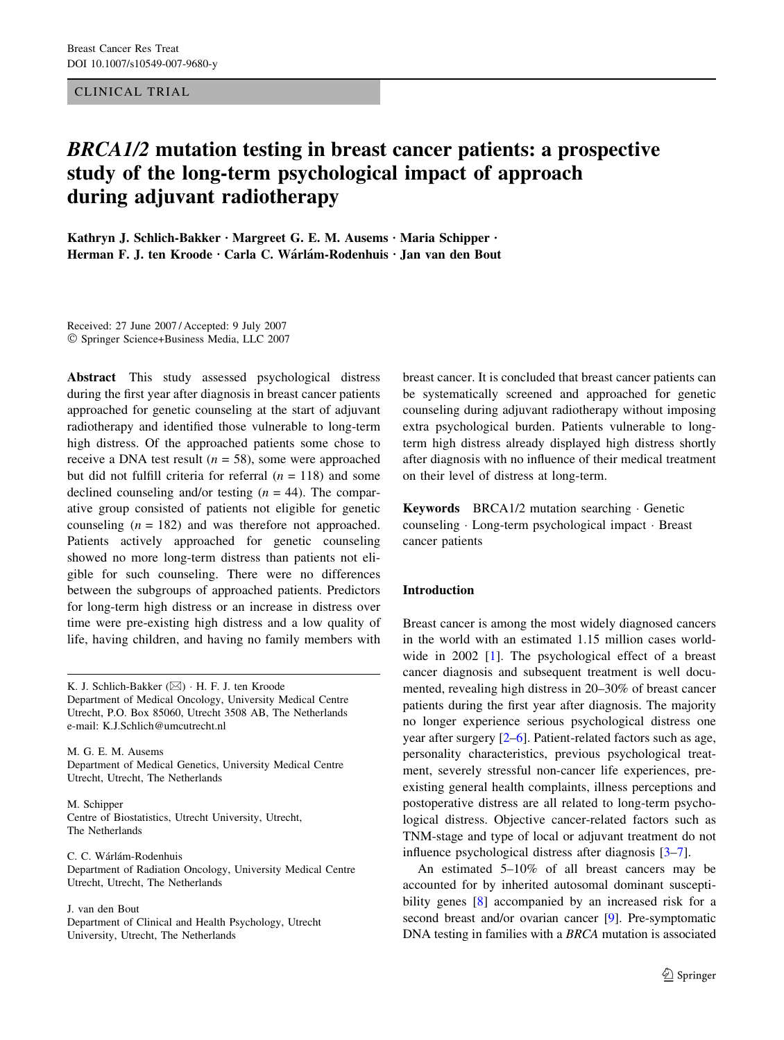CLINICAL TRIAL

# *BRCA1/2* mutation testing in breast cancer patients: a prospective study of the long-term psychological impact of approach during adjuvant radiotherapy

**Kathryn J. Schlich-Bakker · Margreet G. E. M. Ausems · Maria Schipper · Herman F. J. ten Kroode · Carla C. Wárlám-Rodenhuis · Jan van den Bout**

Received: 27 June 2007 / Accepted: 9 July 2007
© Springer Science+Business Media, LLC 2007

**Abstract** This study assessed psychological distress during the first year after diagnosis in breast cancer patients approached for genetic counseling at the start of adjuvant radiotherapy and identified those vulnerable to long-term high distress. Of the approached patients some chose to receive a DNA test result ($n = 58$), some were approached but did not fulfill criteria for referral ($n = 118$) and some declined counseling and/or testing ($n = 44$). The comparative group consisted of patients not eligible for genetic counseling ($n = 182$) and was therefore not approached. Patients actively approached for genetic counseling showed no more long-term distress than patients not eligible for such counseling. There were no differences between the subgroups of approached patients. Predictors for long-term high distress or an increase in distress over time were pre-existing high distress and a low quality of life, having children, and having no family members with breast cancer. It is concluded that breast cancer patients can be systematically screened and approached for genetic counseling during adjuvant radiotherapy without imposing extra psychological burden. Patients vulnerable to long-term high distress already displayed high distress shortly after diagnosis with no influence of their medical treatment on their level of distress at long-term.

**Keywords** BRCA1/2 mutation searching · Genetic counseling · Long-term psychological impact · Breast cancer patients

K. J. Schlich-Bakker (✉) · H. F. J. ten Kroode
Department of Medical Oncology, University Medical Centre Utrecht, P.O. Box 85060, Utrecht 3508 AB, The Netherlands
e-mail: K.J.Schlich@umcutrecht.nl

M. G. E. M. Ausems
Department of Medical Genetics, University Medical Centre Utrecht, Utrecht, The Netherlands

M. Schipper
Centre of Biostatistics, Utrecht University, Utrecht, The Netherlands

C. C. Wárlám-Rodenhuis
Department of Radiation Oncology, University Medical Centre Utrecht, Utrecht, The Netherlands

J. van den Bout
Department of Clinical and Health Psychology, Utrecht University, Utrecht, The Netherlands

## Introduction

Breast cancer is among the most widely diagnosed cancers in the world with an estimated 1.15 million cases worldwide in 2002 [1]. The psychological effect of a breast cancer diagnosis and subsequent treatment is well documented, revealing high distress in 20–30% of breast cancer patients during the first year after diagnosis. The majority no longer experience serious psychological distress one year after surgery [2–6]. Patient-related factors such as age, personality characteristics, previous psychological treatment, severely stressful non-cancer life experiences, pre-existing general health complaints, illness perceptions and postoperative distress are all related to long-term psychological distress. Objective cancer-related factors such as TNM-stage and type of local or adjuvant treatment do not influence psychological distress after diagnosis [3–7].

An estimated 5–10% of all breast cancers may be accounted for by inherited autosomal dominant susceptibility genes [8] accompanied by an increased risk for a second breast and/or ovarian cancer [9]. Pre-symptomatic DNA testing in families with a *BRCA* mutation is associated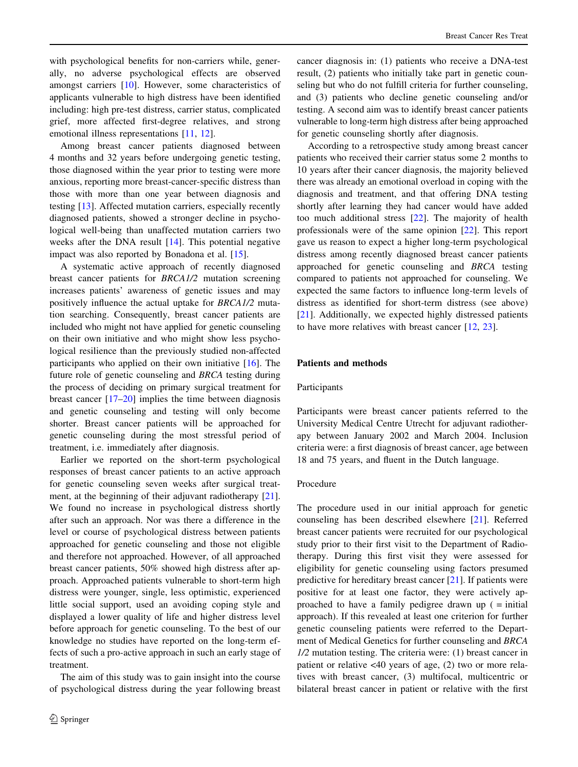with psychological benefits for non-carriers while, generally, no adverse psychological effects are observed amongst carriers [10]. However, some characteristics of applicants vulnerable to high distress have been identified including: high pre-test distress, carrier status, complicated grief, more affected first-degree relatives, and strong emotional illness representations [11, 12].

Among breast cancer patients diagnosed between 4 months and 32 years before undergoing genetic testing, those diagnosed within the year prior to testing were more anxious, reporting more breast-cancer-specific distress than those with more than one year between diagnosis and testing [13]. Affected mutation carriers, especially recently diagnosed patients, showed a stronger decline in psychological well-being than unaffected mutation carriers two weeks after the DNA result [14]. This potential negative impact was also reported by Bonadona et al. [15].

A systematic active approach of recently diagnosed breast cancer patients for *BRCA1/2* mutation screening increases patients' awareness of genetic issues and may positively influence the actual uptake for *BRCA1/2* mutation searching. Consequently, breast cancer patients are included who might not have applied for genetic counseling on their own initiative and who might show less psychological resilience than the previously studied non-affected participants who applied on their own initiative [16]. The future role of genetic counseling and *BRCA* testing during the process of deciding on primary surgical treatment for breast cancer [17–20] implies the time between diagnosis and genetic counseling and testing will only become shorter. Breast cancer patients will be approached for genetic counseling during the most stressful period of treatment, i.e. immediately after diagnosis.

Earlier we reported on the short-term psychological responses of breast cancer patients to an active approach for genetic counseling seven weeks after surgical treatment, at the beginning of their adjuvant radiotherapy [21]. We found no increase in psychological distress shortly after such an approach. Nor was there a difference in the level or course of psychological distress between patients approached for genetic counseling and those not eligible and therefore not approached. However, of all approached breast cancer patients, 50% showed high distress after approach. Approached patients vulnerable to short-term high distress were younger, single, less optimistic, experienced little social support, used an avoiding coping style and displayed a lower quality of life and higher distress level before approach for genetic counseling. To the best of our knowledge no studies have reported on the long-term effects of such a pro-active approach in such an early stage of treatment.

The aim of this study was to gain insight into the course of psychological distress during the year following breast cancer diagnosis in: (1) patients who receive a DNA-test result, (2) patients who initially take part in genetic counseling but who do not fulfill criteria for further counseling, and (3) patients who decline genetic counseling and/or testing. A second aim was to identify breast cancer patients vulnerable to long-term high distress after being approached for genetic counseling shortly after diagnosis.

According to a retrospective study among breast cancer patients who received their carrier status some 2 months to 10 years after their cancer diagnosis, the majority believed there was already an emotional overload in coping with the diagnosis and treatment, and that offering DNA testing shortly after learning they had cancer would have added too much additional stress [22]. The majority of health professionals were of the same opinion [22]. This report gave us reason to expect a higher long-term psychological distress among recently diagnosed breast cancer patients approached for genetic counseling and *BRCA* testing compared to patients not approached for counseling. We expected the same factors to influence long-term levels of distress as identified for short-term distress (see above) [21]. Additionally, we expected highly distressed patients to have more relatives with breast cancer [12, 23].

## Patients and methods

### Participants

Participants were breast cancer patients referred to the University Medical Centre Utrecht for adjuvant radiotherapy between January 2002 and March 2004. Inclusion criteria were: a first diagnosis of breast cancer, age between 18 and 75 years, and fluent in the Dutch language.

### Procedure

The procedure used in our initial approach for genetic counseling has been described elsewhere [21]. Referred breast cancer patients were recruited for our psychological study prior to their first visit to the Department of Radiotherapy. During this first visit they were assessed for eligibility for genetic counseling using factors presumed predictive for hereditary breast cancer [21]. If patients were positive for at least one factor, they were actively approached to have a family pedigree drawn up ( = initial approach). If this revealed at least one criterion for further genetic counseling patients were referred to the Department of Medical Genetics for further counseling and *BRCA 1/2* mutation testing. The criteria were: (1) breast cancer in patient or relative <40 years of age, (2) two or more relatives with breast cancer, (3) multifocal, multicentric or bilateral breast cancer in patient or relative with the first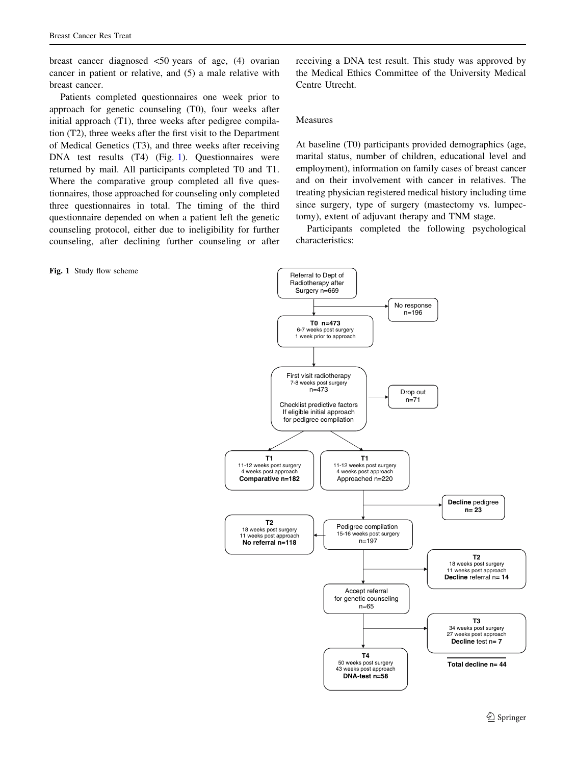breast cancer diagnosed <50 years of age, (4) ovarian cancer in patient or relative, and (5) a male relative with breast cancer.

Patients completed questionnaires one week prior to approach for genetic counseling (T0), four weeks after initial approach (T1), three weeks after pedigree compilation (T2), three weeks after the first visit to the Department of Medical Genetics (T3), and three weeks after receiving DNA test results (T4) (Fig. 1). Questionnaires were returned by mail. All participants completed T0 and T1. Where the comparative group completed all five questionnaires, those approached for counseling only completed three questionnaires in total. The timing of the third questionnaire depended on when a patient left the genetic counseling protocol, either due to ineligibility for further counseling, after declining further counseling or after receiving a DNA test result. This study was approved by the Medical Ethics Committee of the University Medical Centre Utrecht.

## Measures

At baseline (T0) participants provided demographics (age, marital status, number of children, educational level and employment), information on family cases of breast cancer and on their involvement with cancer in relatives. The treating physician registered medical history including time since surgery, type of surgery (mastectomy vs. lumpectomy), extent of adjuvant therapy and TNM stage.

Participants completed the following psychological characteristics:

**Fig. 1** Study flow scheme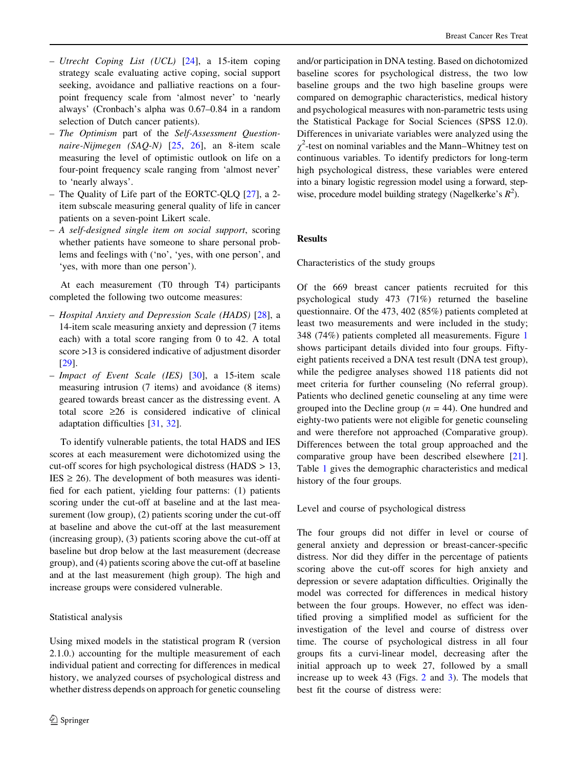- *Utrecht Coping List (UCL)* [24], a 15-item coping strategy scale evaluating active coping, social support seeking, avoidance and palliative reactions on a four-point frequency scale from 'almost never' to 'nearly always' (Cronbach's alpha was 0.67–0.84 in a random selection of Dutch cancer patients).
- *The Optimism* part of the *Self-Assessment Questionnaire-Nijmegen (SAQ-N)* [25, 26], an 8-item scale measuring the level of optimistic outlook on life on a four-point frequency scale ranging from 'almost never' to 'nearly always'.
- The Quality of Life part of the EORTC-QLQ [27], a 2-item subscale measuring general quality of life in cancer patients on a seven-point Likert scale.
- *A self-designed single item on social support*, scoring whether patients have someone to share personal problems and feelings with ('no', 'yes, with one person', and 'yes, with more than one person').

At each measurement (T0 through T4) participants completed the following two outcome measures:

- *Hospital Anxiety and Depression Scale (HADS)* [28], a 14-item scale measuring anxiety and depression (7 items each) with a total score ranging from 0 to 42. A total score >13 is considered indicative of adjustment disorder [29].
- *Impact of Event Scale (IES)* [30], a 15-item scale measuring intrusion (7 items) and avoidance (8 items) geared towards breast cancer as the distressing event. A total score ≥26 is considered indicative of clinical adaptation difficulties [31, 32].

To identify vulnerable patients, the total HADS and IES scores at each measurement were dichotomized using the cut-off scores for high psychological distress (HADS > 13, IES ≥ 26). The development of both measures was identified for each patient, yielding four patterns: (1) patients scoring under the cut-off at baseline and at the last measurement (low group), (2) patients scoring under the cut-off at baseline and above the cut-off at the last measurement (increasing group), (3) patients scoring above the cut-off at baseline but drop below at the last measurement (decrease group), and (4) patients scoring above the cut-off at baseline and at the last measurement (high group). The high and increase groups were considered vulnerable.

### Statistical analysis

Using mixed models in the statistical program R (version 2.1.0.) accounting for the multiple measurement of each individual patient and correcting for differences in medical history, we analyzed courses of psychological distress and whether distress depends on approach for genetic counseling and/or participation in DNA testing. Based on dichotomized baseline scores for psychological distress, the two low baseline groups and the two high baseline groups were compared on demographic characteristics, medical history and psychological measures with non-parametric tests using the Statistical Package for Social Sciences (SPSS 12.0). Differences in univariate variables were analyzed using the $\chi^2$-test on nominal variables and the Mann–Whitney test on continuous variables. To identify predictors for long-term high psychological distress, these variables were entered into a binary logistic regression model using a forward, stepwise, procedure model building strategy (Nagelkerke's $R^2$).

## Results

### Characteristics of the study groups

Of the 669 breast cancer patients recruited for this psychological study 473 (71%) returned the baseline questionnaire. Of the 473, 402 (85%) patients completed at least two measurements and were included in the study; 348 (74%) patients completed all measurements. Figure 1 shows participant details divided into four groups. Fifty-eight patients received a DNA test result (DNA test group), while the pedigree analyses showed 118 patients did not meet criteria for further counseling (No referral group). Patients who declined genetic counseling at any time were grouped into the Decline group ($n = 44$). One hundred and eighty-two patients were not eligible for genetic counseling and were therefore not approached (Comparative group). Differences between the total group approached and the comparative group have been described elsewhere [21]. Table 1 gives the demographic characteristics and medical history of the four groups.

### Level and course of psychological distress

The four groups did not differ in level or course of general anxiety and depression or breast-cancer-specific distress. Nor did they differ in the percentage of patients scoring above the cut-off scores for high anxiety and depression or severe adaptation difficulties. Originally the model was corrected for differences in medical history between the four groups. However, no effect was identified proving a simplified model as sufficient for the investigation of the level and course of distress over time. The course of psychological distress in all four groups fits a curvi-linear model, decreasing after the initial approach up to week 27, followed by a small increase up to week 43 (Figs. 2 and 3). The models that best fit the course of distress were: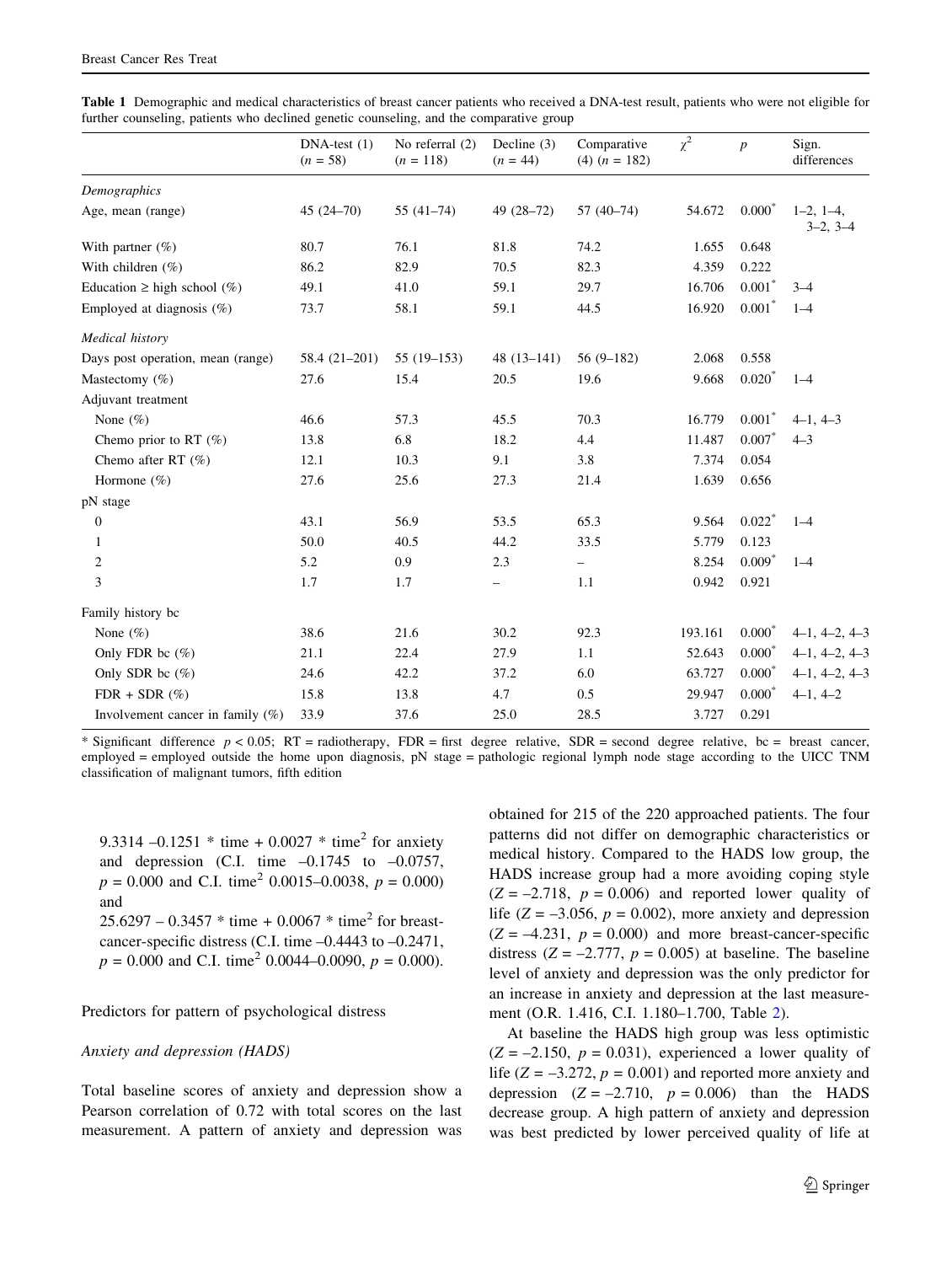Table 1 Demographic and medical characteristics of breast cancer patients who received a DNA-test result, patients who were not eligible for further counseling, patients who declined genetic counseling, and the comparative group

| | DNA-test (1) ($n$ = 58) | No referral (2) ($n$ = 118) | Decline (3) ($n$ = 44) | Comparative (4) ($n$ = 182) | $\chi^2$ | $p$ | Sign. differences |
|---|---|---|---|---|---|---|---|
| *Demographics* | | | | | | | |
| Age, mean (range) | 45 (24–70) | 55 (41–74) | 49 (28–72) | 57 (40–74) | 54.672 | 0.000* | 1–2, 1–4, 3–2, 3–4 |
| With partner (%) | 80.7 | 76.1 | 81.8 | 74.2 | 1.655 | 0.648 | |
| With children (%) | 86.2 | 82.9 | 70.5 | 82.3 | 4.359 | 0.222 | |
| Education ≥ high school (%) | 49.1 | 41.0 | 59.1 | 29.7 | 16.706 | 0.001* | 3–4 |
| Employed at diagnosis (%) | 73.7 | 58.1 | 59.1 | 44.5 | 16.920 | 0.001* | 1–4 |
| *Medical history* | | | | | | | |
| Days post operation, mean (range) | 58.4 (21–201) | 55 (19–153) | 48 (13–141) | 56 (9–182) | 2.068 | 0.558 | |
| Mastectomy (%) | 27.6 | 15.4 | 20.5 | 19.6 | 9.668 | 0.020* | 1–4 |
| Adjuvant treatment | | | | | | | |
| None (%) | 46.6 | 57.3 | 45.5 | 70.3 | 16.779 | 0.001* | 4–1, 4–3 |
| Chemo prior to RT (%) | 13.8 | 6.8 | 18.2 | 4.4 | 11.487 | 0.007* | 4–3 |
| Chemo after RT (%) | 12.1 | 10.3 | 9.1 | 3.8 | 7.374 | 0.054 | |
| Hormone (%) | 27.6 | 25.6 | 27.3 | 21.4 | 1.639 | 0.656 | |
| pN stage | | | | | | | |
| 0 | 43.1 | 56.9 | 53.5 | 65.3 | 9.564 | 0.022* | 1–4 |
| 1 | 50.0 | 40.5 | 44.2 | 33.5 | 5.779 | 0.123 | |
| 2 | 5.2 | 0.9 | 2.3 | – | 8.254 | 0.009* | 1–4 |
| 3 | 1.7 | 1.7 | – | 1.1 | 0.942 | 0.921 | |
| Family history bc | | | | | | | |
| None (%) | 38.6 | 21.6 | 30.2 | 92.3 | 193.161 | 0.000* | 4–1, 4–2, 4–3 |
| Only FDR bc (%) | 21.1 | 22.4 | 27.9 | 1.1 | 52.643 | 0.000* | 4–1, 4–2, 4–3 |
| Only SDR bc (%) | 24.6 | 42.2 | 37.2 | 6.0 | 63.727 | 0.000* | 4–1, 4–2, 4–3 |
| FDR + SDR (%) | 15.8 | 13.8 | 4.7 | 0.5 | 29.947 | 0.000* | 4–1, 4–2 |
| Involvement cancer in family (%) | 33.9 | 37.6 | 25.0 | 28.5 | 3.727 | 0.291 | |

\* Significant difference $p < 0.05$; RT = radiotherapy, FDR = first degree relative, SDR = second degree relative, bc = breast cancer, employed = employed outside the home upon diagnosis, pN stage = pathologic regional lymph node stage according to the UICC TNM classification of malignant tumors, fifth edition

$9.3314 - 0.1251 * \text{time} + 0.0027 * \text{time}^2$ for anxiety and depression (C.I. time –0.1745 to –0.0757, $p = 0.000$ and C.I. time$^2$ 0.0015–0.0038, $p = 0.000$) and

$25.6297 - 0.3457 * \text{time} + 0.0067 * \text{time}^2$ for breast-cancer-specific distress (C.I. time –0.4443 to –0.2471, $p = 0.000$ and C.I. time$^2$ 0.0044–0.0090, $p = 0.000$).

## Predictors for pattern of psychological distress

### *Anxiety and depression (HADS)*

Total baseline scores of anxiety and depression show a Pearson correlation of 0.72 with total scores on the last measurement. A pattern of anxiety and depression was obtained for 215 of the 220 approached patients. The four patterns did not differ on demographic characteristics or medical history. Compared to the HADS low group, the HADS increase group had a more avoiding coping style ($Z = -2.718$, $p = 0.006$) and reported lower quality of life ($Z = -3.056$, $p = 0.002$), more anxiety and depression ($Z = -4.231$, $p = 0.000$) and more breast-cancer-specific distress ($Z = -2.777$, $p = 0.005$) at baseline. The baseline level of anxiety and depression was the only predictor for an increase in anxiety and depression at the last measurement (O.R. 1.416, C.I. 1.180–1.700, Table 2).

At baseline the HADS high group was less optimistic ($Z = -2.150$, $p = 0.031$), experienced a lower quality of life ($Z = -3.272$, $p = 0.001$) and reported more anxiety and depression ($Z = -2.710$, $p = 0.006$) than the HADS decrease group. A high pattern of anxiety and depression was best predicted by lower perceived quality of life at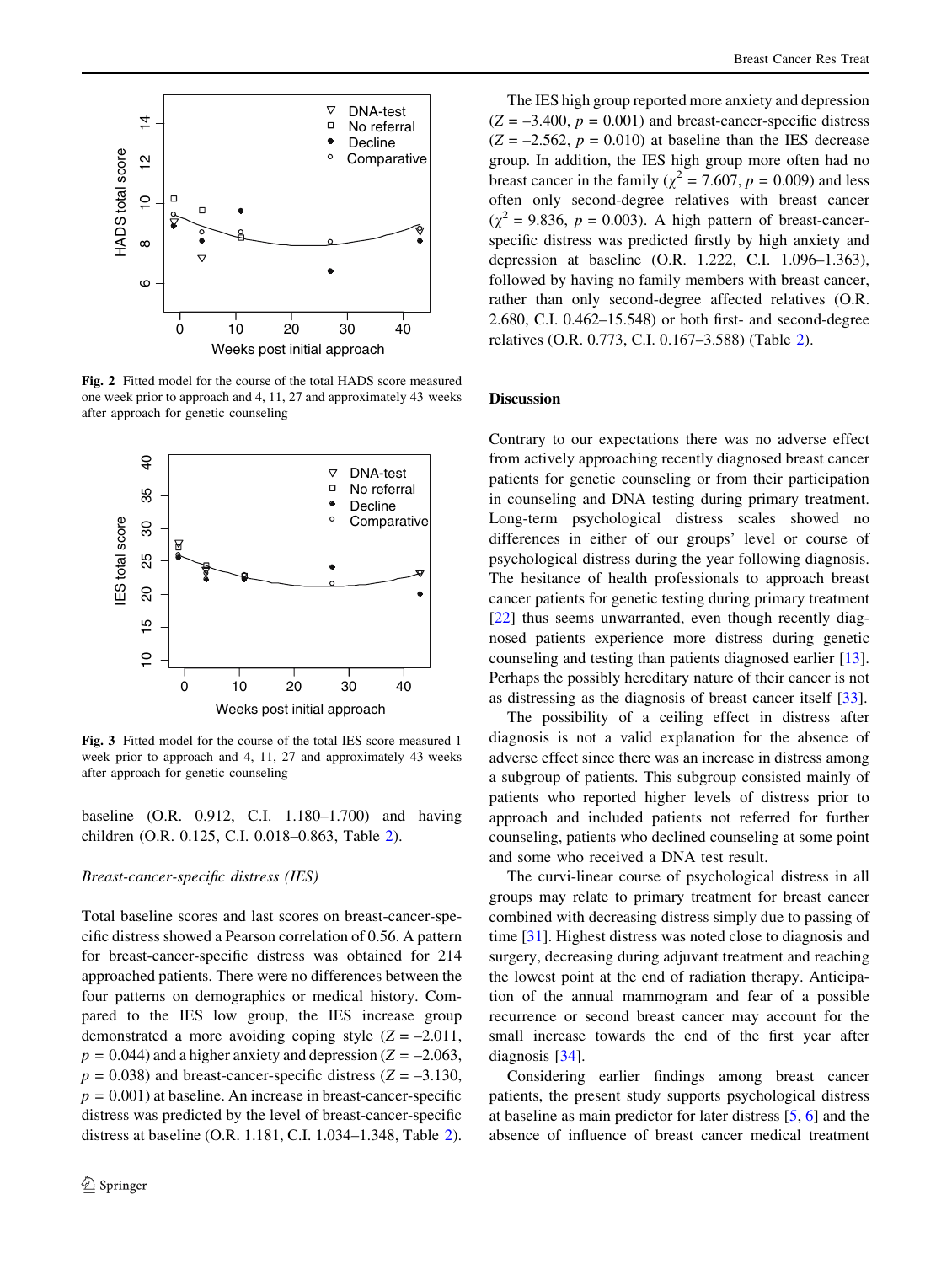Fig. 2 Fitted model for the course of the total HADS score measured one week prior to approach and 4, 11, 27 and approximately 43 weeks after approach for genetic counseling

Fig. 3 Fitted model for the course of the total IES score measured 1 week prior to approach and 4, 11, 27 and approximately 43 weeks after approach for genetic counseling

baseline (O.R. 0.912, C.I. 1.180–1.700) and having children (O.R. 0.125, C.I. 0.018–0.863, Table 2).

*Breast-cancer-specific distress (IES)*

Total baseline scores and last scores on breast-cancer-specific distress showed a Pearson correlation of 0.56. A pattern for breast-cancer-specific distress was obtained for 214 approached patients. There were no differences between the four patterns on demographics or medical history. Compared to the IES low group, the IES increase group demonstrated a more avoiding coping style ($Z = -2.011$, $p = 0.044$) and a higher anxiety and depression ($Z = -2.063$, $p = 0.038$) and breast-cancer-specific distress ($Z = -3.130$, $p = 0.001$) at baseline. An increase in breast-cancer-specific distress was predicted by the level of breast-cancer-specific distress at baseline (O.R. 1.181, C.I. 1.034–1.348, Table 2).

The IES high group reported more anxiety and depression ($Z = -3.400$, $p = 0.001$) and breast-cancer-specific distress ($Z = -2.562$, $p = 0.010$) at baseline than the IES decrease group. In addition, the IES high group more often had no breast cancer in the family ($\chi^2 = 7.607$, $p = 0.009$) and less often only second-degree relatives with breast cancer ($\chi^2 = 9.836$, $p = 0.003$). A high pattern of breast-cancer-specific distress was predicted firstly by high anxiety and depression at baseline (O.R. 1.222, C.I. 1.096–1.363), followed by having no family members with breast cancer, rather than only second-degree affected relatives (O.R. 2.680, C.I. 0.462–15.548) or both first- and second-degree relatives (O.R. 0.773, C.I. 0.167–3.588) (Table 2).

## Discussion

Contrary to our expectations there was no adverse effect from actively approaching recently diagnosed breast cancer patients for genetic counseling or from their participation in counseling and DNA testing during primary treatment. Long-term psychological distress scales showed no differences in either of our groups' level or course of psychological distress during the year following diagnosis. The hesitance of health professionals to approach breast cancer patients for genetic testing during primary treatment [22] thus seems unwarranted, even though recently diagnosed patients experience more distress during genetic counseling and testing than patients diagnosed earlier [13]. Perhaps the possibly hereditary nature of their cancer is not as distressing as the diagnosis of breast cancer itself [33].

The possibility of a ceiling effect in distress after diagnosis is not a valid explanation for the absence of adverse effect since there was an increase in distress among a subgroup of patients. This subgroup consisted mainly of patients who reported higher levels of distress prior to approach and included patients not referred for further counseling, patients who declined counseling at some point and some who received a DNA test result.

The curvi-linear course of psychological distress in all groups may relate to primary treatment for breast cancer combined with decreasing distress simply due to passing of time [31]. Highest distress was noted close to diagnosis and surgery, decreasing during adjuvant treatment and reaching the lowest point at the end of radiation therapy. Anticipation of the annual mammogram and fear of a possible recurrence or second breast cancer may account for the small increase towards the end of the first year after diagnosis [34].

Considering earlier findings among breast cancer patients, the present study supports psychological distress at baseline as main predictor for later distress [5, 6] and the absence of influence of breast cancer medical treatment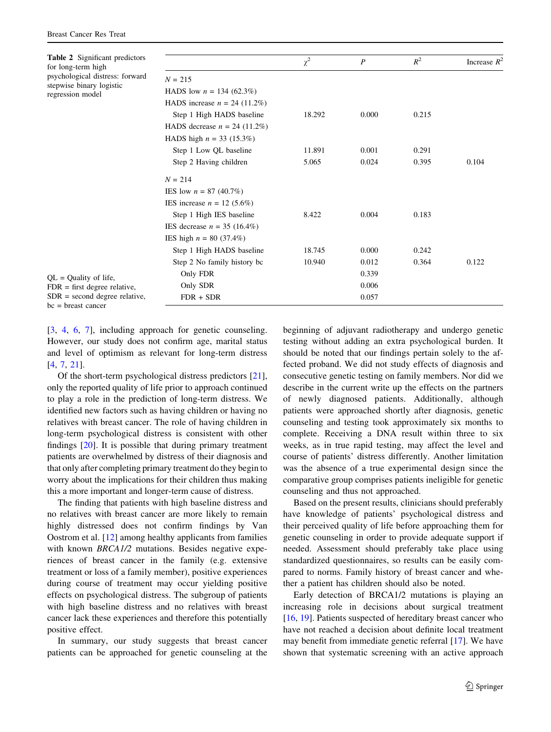**Table 2** Significant predictors for long-term high psychological distress: forward stepwise binary logistic regression model

| | $\chi^2$ | $P$ | $R^2$ | Increase $R^2$ |
|---|---|---|---|---|
| $N = 215$ | | | | |
| HADS low $n = 134$ (62.3%) | | | | |
| HADS increase $n = 24$ (11.2%) | | | | |
| Step 1 High HADS baseline | 18.292 | 0.000 | 0.215 | |
| HADS decrease $n = 24$ (11.2%) | | | | |
| HADS high $n = 33$ (15.3%) | | | | |
| Step 1 Low QL baseline | 11.891 | 0.001 | 0.291 | |
| Step 2 Having children | 5.065 | 0.024 | 0.395 | 0.104 |
| $N = 214$ | | | | |
| IES low $n = 87$ (40.7%) | | | | |
| IES increase $n = 12$ (5.6%) | | | | |
| Step 1 High IES baseline | 8.422 | 0.004 | 0.183 | |
| IES decrease $n = 35$ (16.4%) | | | | |
| IES high $n = 80$ (37.4%) | | | | |
| Step 1 High HADS baseline | 18.745 | 0.000 | 0.242 | |
| Step 2 No family history bc | 10.940 | 0.012 | 0.364 | 0.122 |
| Only FDR | | 0.339 | | |
| Only SDR | | 0.006 | | |
| FDR + SDR | | 0.057 | | |

QL = Quality of life, FDR = first degree relative, SDR = second degree relative, bc = breast cancer

[3, 4, 6, 7], including approach for genetic counseling. However, our study does not confirm age, marital status and level of optimism as relevant for long-term distress [4, 7, 21].

Of the short-term psychological distress predictors [21], only the reported quality of life prior to approach continued to play a role in the prediction of long-term distress. We identified new factors such as having children or having no relatives with breast cancer. The role of having children in long-term psychological distress is consistent with other findings [20]. It is possible that during primary treatment patients are overwhelmed by distress of their diagnosis and that only after completing primary treatment do they begin to worry about the implications for their children thus making this a more important and longer-term cause of distress.

The finding that patients with high baseline distress and no relatives with breast cancer are more likely to remain highly distressed does not confirm findings by Van Oostrom et al. [12] among healthy applicants from families with known *BRCA1/2* mutations. Besides negative experiences of breast cancer in the family (e.g. extensive treatment or loss of a family member), positive experiences during course of treatment may occur yielding positive effects on psychological distress. The subgroup of patients with high baseline distress and no relatives with breast cancer lack these experiences and therefore this potentially positive effect.

In summary, our study suggests that breast cancer patients can be approached for genetic counseling at the beginning of adjuvant radiotherapy and undergo genetic testing without adding an extra psychological burden. It should be noted that our findings pertain solely to the affected proband. We did not study effects of diagnosis and consecutive genetic testing on family members. Nor did we describe in the current write up the effects on the partners of newly diagnosed patients. Additionally, although patients were approached shortly after diagnosis, genetic counseling and testing took approximately six months to complete. Receiving a DNA result within three to six weeks, as in true rapid testing, may affect the level and course of patients' distress differently. Another limitation was the absence of a true experimental design since the comparative group comprises patients ineligible for genetic counseling and thus not approached.

Based on the present results, clinicians should preferably have knowledge of patients' psychological distress and their perceived quality of life before approaching them for genetic counseling in order to provide adequate support if needed. Assessment should preferably take place using standardized questionnaires, so results can be easily compared to norms. Family history of breast cancer and whether a patient has children should also be noted.

Early detection of BRCA1/2 mutations is playing an increasing role in decisions about surgical treatment [16, 19]. Patients suspected of hereditary breast cancer who have not reached a decision about definite local treatment may benefit from immediate genetic referral [17]. We have shown that systematic screening with an active approach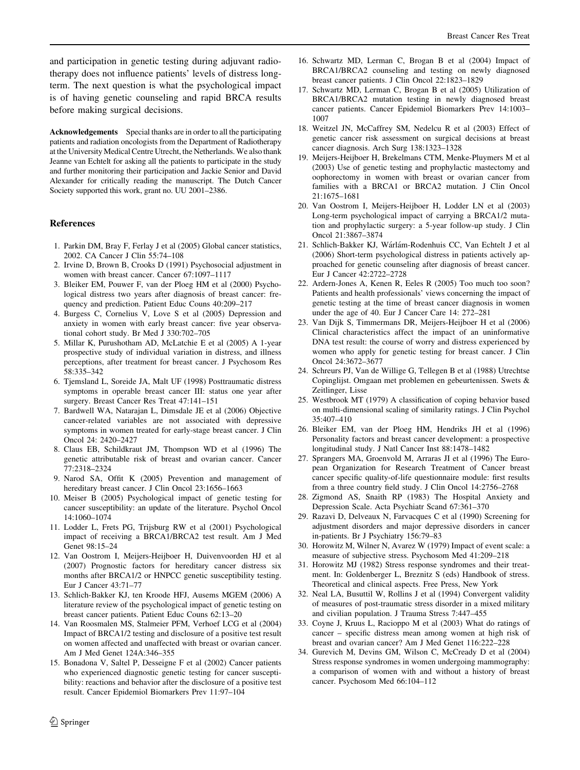and participation in genetic testing during adjuvant radiotherapy does not influence patients' levels of distress long-term. The next question is what the psychological impact is of having genetic counseling and rapid BRCA results before making surgical decisions.

**Acknowledgements** Special thanks are in order to all the participating patients and radiation oncologists from the Department of Radiotherapy at the University Medical Centre Utrecht, the Netherlands. We also thank Jeanne van Echtelt for asking all the patients to participate in the study and further monitoring their participation and Jackie Senior and David Alexander for critically reading the manuscript. The Dutch Cancer Society supported this work, grant no. UU 2001–2386.

## References

1. Parkin DM, Bray F, Ferlay J et al (2005) Global cancer statistics, 2002. CA Cancer J Clin 55:74–108
2. Irvine D, Brown B, Crooks D (1991) Psychosocial adjustment in women with breast cancer. Cancer 67:1097–1117
3. Bleiker EM, Pouwer F, van der Ploeg HM et al (2000) Psychological distress two years after diagnosis of breast cancer: frequency and prediction. Patient Educ Couns 40:209–217
4. Burgess C, Cornelius V, Love S et al (2005) Depression and anxiety in women with early breast cancer: five year observational cohort study. Br Med J 330:702–705
5. Millar K, Purushotham AD, McLatchie E et al (2005) A 1-year prospective study of individual variation in distress, and illness perceptions, after treatment for breast cancer. J Psychosom Res 58:335–342
6. Tjemsland L, Soreide JA, Malt UF (1998) Posttraumatic distress symptoms in operable breast cancer III: status one year after surgery. Breast Cancer Res Treat 47:141–151
7. Bardwell WA, Natarajan L, Dimsdale JE et al (2006) Objective cancer-related variables are not associated with depressive symptoms in women treated for early-stage breast cancer. J Clin Oncol 24: 2420–2427
8. Claus EB, Schildkraut JM, Thompson WD et al (1996) The genetic attributable risk of breast and ovarian cancer. Cancer 77:2318–2324
9. Narod SA, Offit K (2005) Prevention and management of hereditary breast cancer. J Clin Oncol 23:1656–1663
10. Meiser B (2005) Psychological impact of genetic testing for cancer susceptibility: an update of the literature. Psychol Oncol 14:1060–1074
11. Lodder L, Frets PG, Trijsburg RW et al (2001) Psychological impact of receiving a BRCA1/BRCA2 test result. Am J Med Genet 98:15–24
12. Van Oostrom I, Meijers-Heijboer H, Duivenvoorden HJ et al (2007) Prognostic factors for hereditary cancer distress six months after BRCA1/2 or HNPCC genetic susceptibility testing. Eur J Cancer 43:71–77
13. Schlich-Bakker KJ, ten Kroode HFJ, Ausems MGEM (2006) A literature review of the psychological impact of genetic testing on breast cancer patients. Patient Educ Couns 62:13–20
14. Van Roosmalen MS, Stalmeier PFM, Verhoef LCG et al (2004) Impact of BRCA1/2 testing and disclosure of a positive test result on women affected and unaffected with breast or ovarian cancer. Am J Med Genet 124A:346–355
15. Bonadona V, Saltel P, Desseigne F et al (2002) Cancer patients who experienced diagnostic genetic testing for cancer susceptibility: reactions and behavior after the disclosure of a positive test result. Cancer Epidemiol Biomarkers Prev 11:97–104
16. Schwartz MD, Lerman C, Brogan B et al (2004) Impact of BRCA1/BRCA2 counseling and testing on newly diagnosed breast cancer patients. J Clin Oncol 22:1823–1829
17. Schwartz MD, Lerman C, Brogan B et al (2005) Utilization of BRCA1/BRCA2 mutation testing in newly diagnosed breast cancer patients. Cancer Epidemiol Biomarkers Prev 14:1003–1007
18. Weitzel JN, McCaffrey SM, Nedelcu R et al (2003) Effect of genetic cancer risk assessment on surgical decisions at breast cancer diagnosis. Arch Surg 138:1323–1328
19. Meijers-Heijboer H, Brekelmans CTM, Menke-Pluymers M et al (2003) Use of genetic testing and prophylactic mastectomy and oophorectomy in women with breast or ovarian cancer from families with a BRCA1 or BRCA2 mutation. J Clin Oncol 21:1675–1681
20. Van Oostrom I, Meijers-Heijboer H, Lodder LN et al (2003) Long-term psychological impact of carrying a BRCA1/2 mutation and prophylactic surgery: a 5-year follow-up study. J Clin Oncol 21:3867–3874
21. Schlich-Bakker KJ, Wárlám-Rodenhuis CC, Van Echtelt J et al (2006) Short-term psychological distress in patients actively approached for genetic counseling after diagnosis of breast cancer. Eur J Cancer 42:2722–2728
22. Ardern-Jones A, Kenen R, Eeles R (2005) Too much too soon? Patients and health professionals' views concerning the impact of genetic testing at the time of breast cancer diagnosis in women under the age of 40. Eur J Cancer Care 14: 272–281
23. Van Dijk S, Timmermans DR, Meijers-Heijboer H et al (2006) Clinical characteristics affect the impact of an uninformative DNA test result: the course of worry and distress experienced by women who apply for genetic testing for breast cancer. J Clin Oncol 24:3672–3677
24. Schreurs PJ, Van de Willige G, Tellegen B et al (1988) Utrechtse Copinglijst. Omgaan met problemen en gebeurtenissen. Swets & Zeitlinger, Lisse
25. Westbrook MT (1979) A classification of coping behavior based on multi-dimensional scaling of similarity ratings. J Clin Psychol 35:407–410
26. Bleiker EM, van der Ploeg HM, Hendriks JH et al (1996) Personality factors and breast cancer development: a prospective longitudinal study. J Natl Cancer Inst 88:1478–1482
27. Sprangers MA, Groenvold M, Arraras JI et al (1996) The European Organization for Research Treatment of Cancer breast cancer specific quality-of-life questionnaire module: first results from a three country field study. J Clin Oncol 14:2756–2768
28. Zigmond AS, Snaith RP (1983) The Hospital Anxiety and Depression Scale. Acta Psychiatr Scand 67:361–370
29. Razavi D, Delveaux N, Farvacques C et al (1990) Screening for adjustment disorders and major depressive disorders in cancer in-patients. Br J Psychiatry 156:79–83
30. Horowitz M, Wilner N, Avarez W (1979) Impact of event scale: a measure of subjective stress. Psychosom Med 41:209–218
31. Horowitz MJ (1982) Stress response syndromes and their treatment. In: Goldenberger L, Breznitz S (eds) Handbook of stress. Theoretical and clinical aspects. Free Press, New York
32. Neal LA, Busuttil W, Rollins J et al (1994) Convergent validity of measures of post-traumatic stress disorder in a mixed military and civilian population. J Trauma Stress 7:447–455
33. Coyne J, Kruus L, Racioppo M et al (2003) What do ratings of cancer – specific distress mean among women at high risk of breast and ovarian cancer? Am J Med Genet 116:222–228
34. Gurevich M, Devins GM, Wilson C, McCready D et al (2004) Stress response syndromes in women undergoing mammography: a comparison of women with and without a history of breast cancer. Psychosom Med 66:104–112